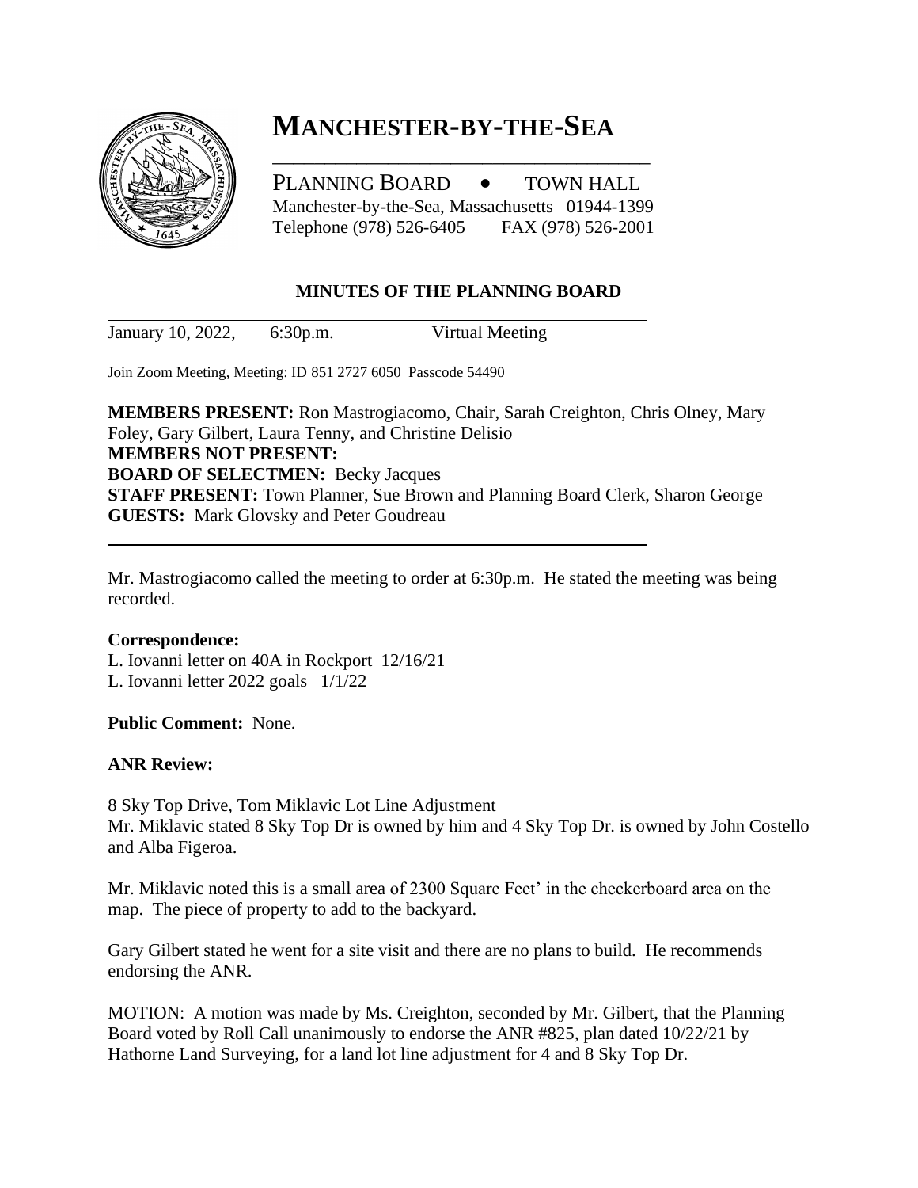# MANCHESTER-BY-THE-SEA

PLANNING BOARD • TOWN HALL
Manchester-by-the-Sea, Massachusetts 01944-1399
Telephone (978) 526-6405 FAX (978) 526-2001

## MINUTES OF THE PLANNING BOARD

January 10, 2022, 6:30p.m. Virtual Meeting

Join Zoom Meeting, Meeting: ID 851 2727 6050 Passcode 54490

**MEMBERS PRESENT:** Ron Mastrogiacomo, Chair, Sarah Creighton, Chris Olney, Mary Foley, Gary Gilbert, Laura Tenny, and Christine Delisio
**MEMBERS NOT PRESENT:**
**BOARD OF SELECTMEN:** Becky Jacques
**STAFF PRESENT:** Town Planner, Sue Brown and Planning Board Clerk, Sharon George
**GUESTS:** Mark Glovsky and Peter Goudreau

Mr. Mastrogiacomo called the meeting to order at 6:30p.m. He stated the meeting was being recorded.

**Correspondence:**
L. Iovanni letter on 40A in Rockport 12/16/21
L. Iovanni letter 2022 goals 1/1/22

**Public Comment:** None.

**ANR Review:**

8 Sky Top Drive, Tom Miklavic Lot Line Adjustment
Mr. Miklavic stated 8 Sky Top Dr is owned by him and 4 Sky Top Dr. is owned by John Costello and Alba Figeroa.

Mr. Miklavic noted this is a small area of 2300 Square Feet' in the checkerboard area on the map. The piece of property to add to the backyard.

Gary Gilbert stated he went for a site visit and there are no plans to build. He recommends endorsing the ANR.

MOTION: A motion was made by Ms. Creighton, seconded by Mr. Gilbert, that the Planning Board voted by Roll Call unanimously to endorse the ANR #825, plan dated 10/22/21 by Hathorne Land Surveying, for a land lot line adjustment for 4 and 8 Sky Top Dr.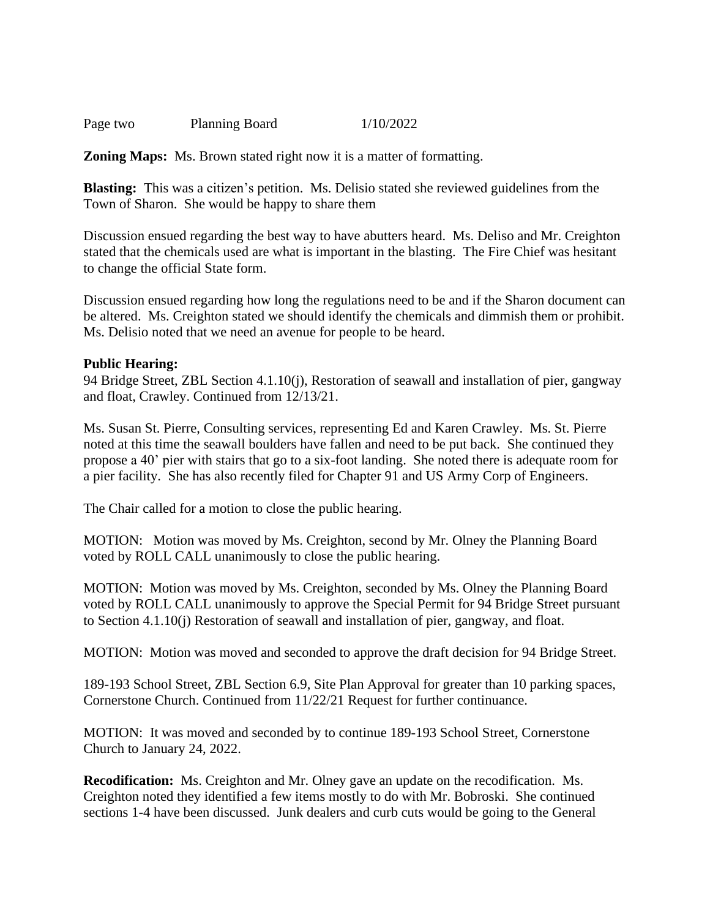**Zoning Maps:** Ms. Brown stated right now it is a matter of formatting.

**Blasting:** This was a citizen's petition. Ms. Delisio stated she reviewed guidelines from the Town of Sharon. She would be happy to share them

Discussion ensued regarding the best way to have abutters heard. Ms. Deliso and Mr. Creighton stated that the chemicals used are what is important in the blasting. The Fire Chief was hesitant to change the official State form.

Discussion ensued regarding how long the regulations need to be and if the Sharon document can be altered. Ms. Creighton stated we should identify the chemicals and dimmish them or prohibit. Ms. Delisio noted that we need an avenue for people to be heard.

**Public Hearing:**
94 Bridge Street, ZBL Section 4.1.10(j), Restoration of seawall and installation of pier, gangway and float, Crawley. Continued from 12/13/21.

Ms. Susan St. Pierre, Consulting services, representing Ed and Karen Crawley. Ms. St. Pierre noted at this time the seawall boulders have fallen and need to be put back. She continued they propose a 40' pier with stairs that go to a six-foot landing. She noted there is adequate room for a pier facility. She has also recently filed for Chapter 91 and US Army Corp of Engineers.

The Chair called for a motion to close the public hearing.

MOTION: Motion was moved by Ms. Creighton, second by Mr. Olney the Planning Board voted by ROLL CALL unanimously to close the public hearing.

MOTION: Motion was moved by Ms. Creighton, seconded by Ms. Olney the Planning Board voted by ROLL CALL unanimously to approve the Special Permit for 94 Bridge Street pursuant to Section 4.1.10(j) Restoration of seawall and installation of pier, gangway, and float.

MOTION: Motion was moved and seconded to approve the draft decision for 94 Bridge Street.

189-193 School Street, ZBL Section 6.9, Site Plan Approval for greater than 10 parking spaces, Cornerstone Church. Continued from 11/22/21 Request for further continuance.

MOTION: It was moved and seconded by to continue 189-193 School Street, Cornerstone Church to January 24, 2022.

**Recodification:** Ms. Creighton and Mr. Olney gave an update on the recodification. Ms. Creighton noted they identified a few items mostly to do with Mr. Bobroski. She continued sections 1-4 have been discussed. Junk dealers and curb cuts would be going to the General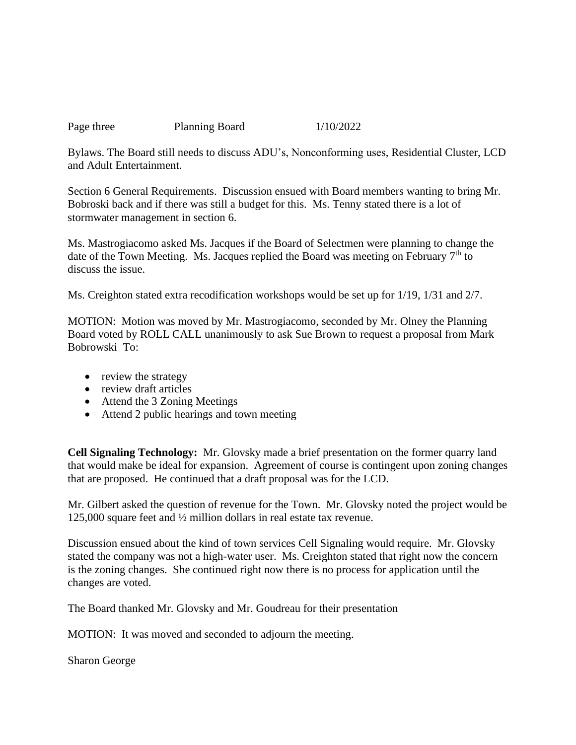Bylaws. The Board still needs to discuss ADU's, Nonconforming uses, Residential Cluster, LCD and Adult Entertainment.

Section 6 General Requirements. Discussion ensued with Board members wanting to bring Mr. Bobroski back and if there was still a budget for this. Ms. Tenny stated there is a lot of stormwater management in section 6.

Ms. Mastrogiacomo asked Ms. Jacques if the Board of Selectmen were planning to change the date of the Town Meeting. Ms. Jacques replied the Board was meeting on February 7th to discuss the issue.

Ms. Creighton stated extra recodification workshops would be set up for 1/19, 1/31 and 2/7.

MOTION: Motion was moved by Mr. Mastrogiacomo, seconded by Mr. Olney the Planning Board voted by ROLL CALL unanimously to ask Sue Brown to request a proposal from Mark Bobrowski To:

- review the strategy
- review draft articles
- Attend the 3 Zoning Meetings
- Attend 2 public hearings and town meeting

**Cell Signaling Technology:** Mr. Glovsky made a brief presentation on the former quarry land that would make be ideal for expansion. Agreement of course is contingent upon zoning changes that are proposed. He continued that a draft proposal was for the LCD.

Mr. Gilbert asked the question of revenue for the Town. Mr. Glovsky noted the project would be 125,000 square feet and ½ million dollars in real estate tax revenue.

Discussion ensued about the kind of town services Cell Signaling would require. Mr. Glovsky stated the company was not a high-water user. Ms. Creighton stated that right now the concern is the zoning changes. She continued right now there is no process for application until the changes are voted.

The Board thanked Mr. Glovsky and Mr. Goudreau for their presentation

MOTION: It was moved and seconded to adjourn the meeting.

Sharon George